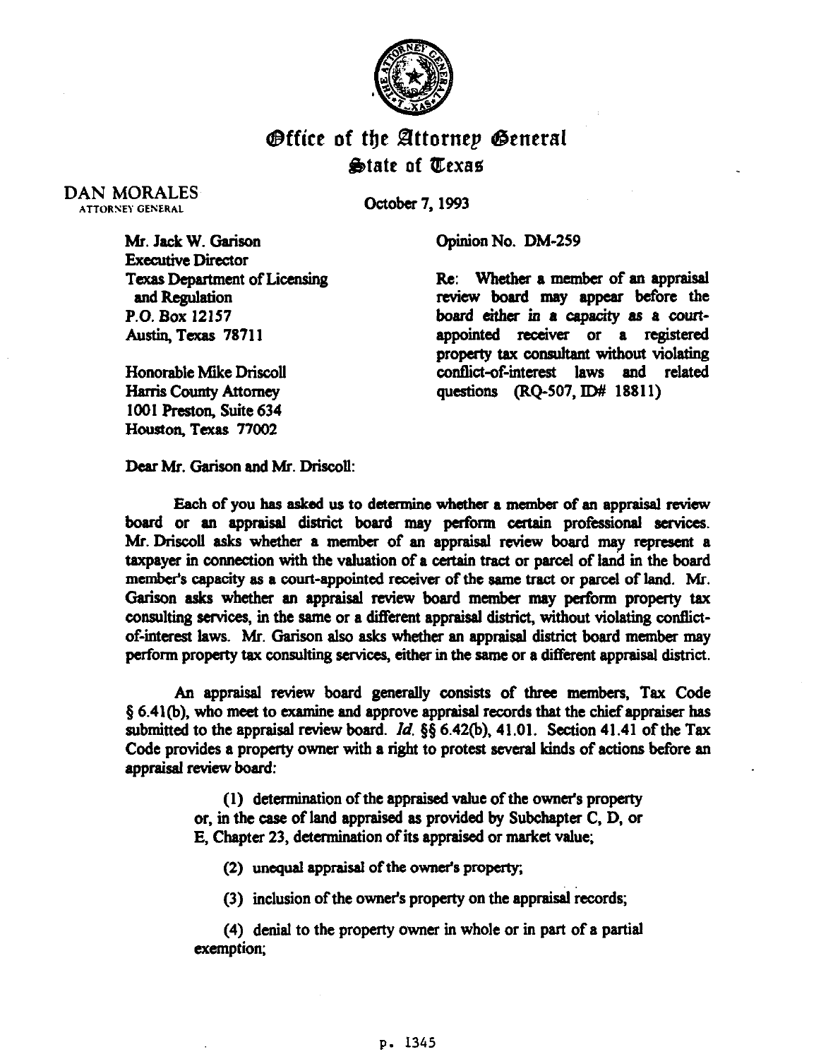# Office of the Attorney General
## State of Texas

DAN MORALES
ATTORNEY GENERAL

October 7, 1993

Mr. Jack W. Garison
Executive Director
Texas Department of Licensing
and Regulation
P.O. Box 12157
Austin, Texas 78711

Honorable Mike Driscoll
Harris County Attorney
1001 Preston, Suite 634
Houston, Texas 77002

Opinion No. DM-259

Re: Whether a member of an appraisal review board may appear before the board either in a capacity as a court-appointed receiver or a registered property tax consultant without violating conflict-of-interest laws and related questions (RQ-507, ID# 18811)

Dear Mr. Garison and Mr. Driscoll:

Each of you has asked us to determine whether a member of an appraisal review board or an appraisal district board may perform certain professional services. Mr. Driscoll asks whether a member of an appraisal review board may represent a taxpayer in connection with the valuation of a certain tract or parcel of land in the board member's capacity as a court-appointed receiver of the same tract or parcel of land. Mr. Garison asks whether an appraisal review board member may perform property tax consulting services, in the same or a different appraisal district, without violating conflict-of-interest laws. Mr. Garison also asks whether an appraisal district board member may perform property tax consulting services, either in the same or a different appraisal district.

An appraisal review board generally consists of three members, Tax Code § 6.41(b), who meet to examine and approve appraisal records that the chief appraiser has submitted to the appraisal review board. *Id.* §§ 6.42(b), 41.01. Section 41.41 of the Tax Code provides a property owner with a right to protest several kinds of actions before an appraisal review board:

> (1) determination of the appraised value of the owner's property or, in the case of land appraised as provided by Subchapter C, D, or E, Chapter 23, determination of its appraised or market value;
>
> (2) unequal appraisal of the owner's property;
>
> (3) inclusion of the owner's property on the appraisal records;
>
> (4) denial to the property owner in whole or in part of a partial exemption;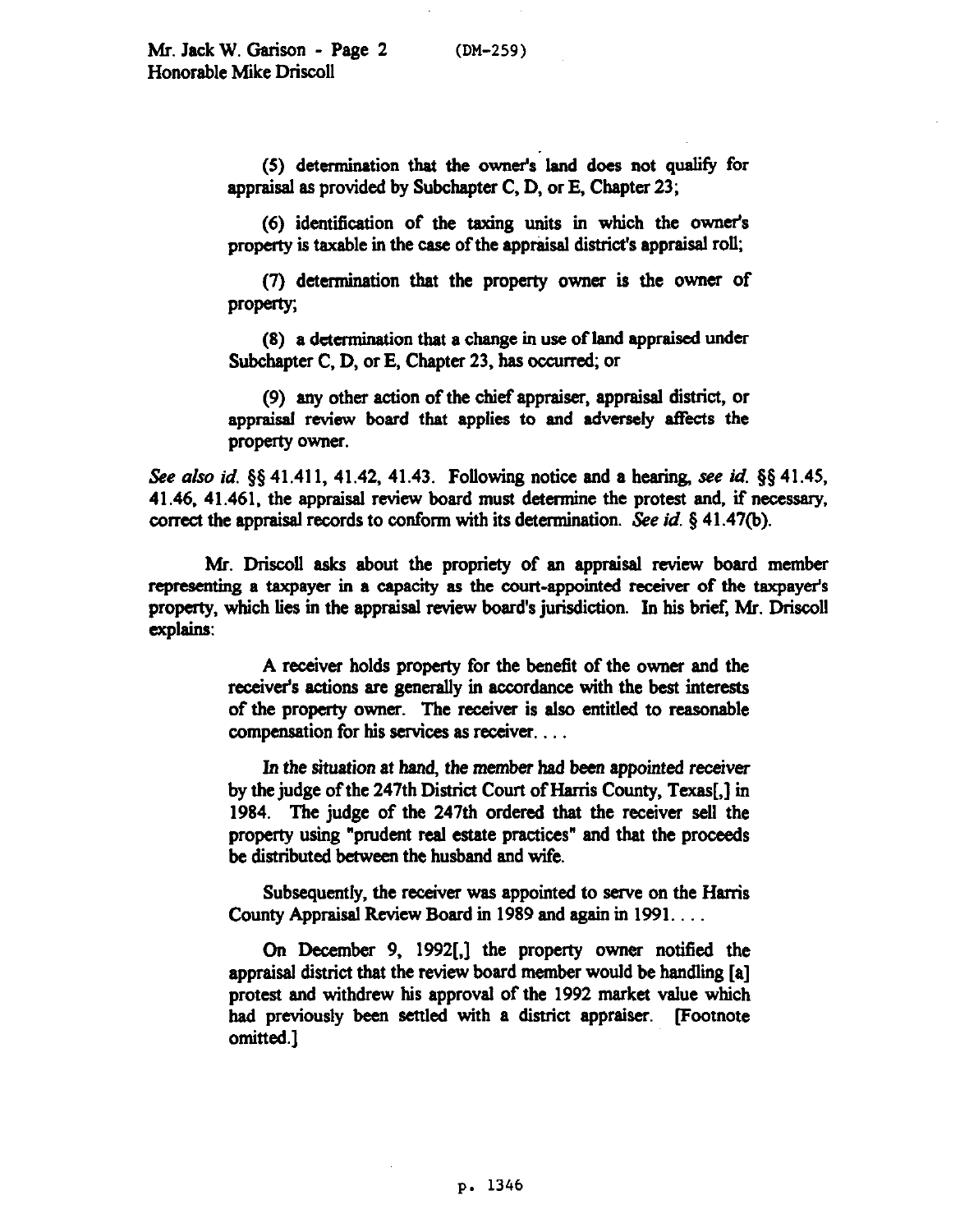(5) determination that the owner's land does not qualify for appraisal as provided by Subchapter C, D, or E, Chapter 23;

(6) identification of the taxing units in which the owner's property is taxable in the case of the appraisal district's appraisal roll;

(7) determination that the property owner is the owner of property;

(8) a determination that a change in use of land appraised under Subchapter C, D, or E, Chapter 23, has occurred; or

(9) any other action of the chief appraiser, appraisal district, or appraisal review board that applies to and adversely affects the property owner.

*See also id.* §§ 41.411, 41.42, 41.43. Following notice and a hearing, *see id.* §§ 41.45, 41.46, 41.461, the appraisal review board must determine the protest and, if necessary, correct the appraisal records to conform with its determination. *See id.* § 41.47(b).

Mr. Driscoll asks about the propriety of an appraisal review board member representing a taxpayer in a capacity as the court-appointed receiver of the taxpayer's property, which lies in the appraisal review board's jurisdiction. In his brief, Mr. Driscoll explains:

> A receiver holds property for the benefit of the owner and the receiver's actions are generally in accordance with the best interests of the property owner. The receiver is also entitled to reasonable compensation for his services as receiver. . . .
>
> In the situation at hand, the member had been appointed receiver by the judge of the 247th District Court of Harris County, Texas[,] in 1984. The judge of the 247th ordered that the receiver sell the property using "prudent real estate practices" and that the proceeds be distributed between the husband and wife.
>
> Subsequently, the receiver was appointed to serve on the Harris County Appraisal Review Board in 1989 and again in 1991. . . .
>
> On December 9, 1992[,] the property owner notified the appraisal district that the review board member would be handling [a] protest and withdrew his approval of the 1992 market value which had previously been settled with a district appraiser. [Footnote omitted.]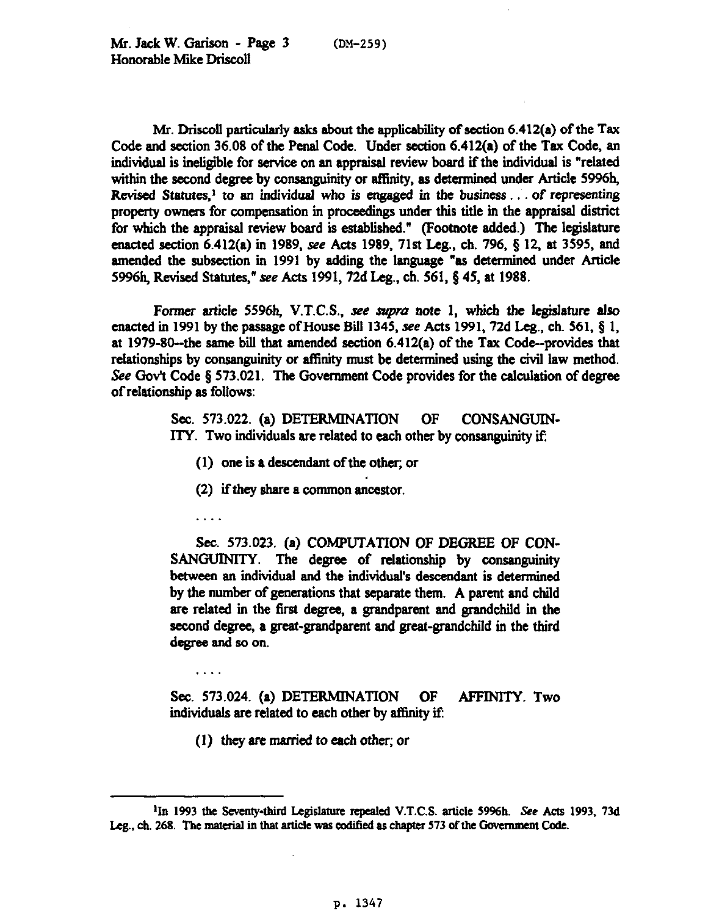Mr. Driscoll particularly asks about the applicability of section 6.412(a) of the Tax Code and section 36.08 of the Penal Code. Under section 6.412(a) of the Tax Code, an individual is ineligible for service on an appraisal review board if the individual is "related within the second degree by consanguinity or affinity, as determined under Article 5996h, Revised Statutes,[1] to an individual who is engaged in the business . . . of representing property owners for compensation in proceedings under this title in the appraisal district for which the appraisal review board is established." (Footnote added.) The legislature enacted section 6.412(a) in 1989, *see* Acts 1989, 71st Leg., ch. 796, § 12, at 3595, and amended the subsection in 1991 by adding the language "as determined under Article 5996h, Revised Statutes," *see* Acts 1991, 72d Leg., ch. 561, § 45, at 1988.

Former article 5596h, V.T.C.S., *see supra* note 1, which the legislature also enacted in 1991 by the passage of House Bill 1345, *see* Acts 1991, 72d Leg., ch. 561, § 1, at 1979-80--the same bill that amended section 6.412(a) of the Tax Code--provides that relationships by consanguinity or affinity must be determined using the civil law method. *See* Gov't Code § 573.021. The Government Code provides for the calculation of degree of relationship as follows:

> Sec. 573.022. (a) DETERMINATION OF CONSANGUINITY. Two individuals are related to each other by consanguinity if:
>
> (1) one is a descendant of the other; or
>
> (2) if they share a common ancestor.
>
> . . . .
>
> Sec. 573.023. (a) COMPUTATION OF DEGREE OF CONSANGUINITY. The degree of relationship by consanguinity between an individual and the individual's descendant is determined by the number of generations that separate them. A parent and child are related in the first degree, a grandparent and grandchild in the second degree, a great-grandparent and great-grandchild in the third degree and so on.
>
> . . . .
>
> Sec. 573.024. (a) DETERMINATION OF AFFINITY. Two individuals are related to each other by affinity if:
>
> (1) they are married to each other; or

---

[1] In 1993 the Seventy-third Legislature repealed V.T.C.S. article 5996h. *See* Acts 1993, 73d Leg., ch. 268. The material in that article was codified as chapter 573 of the Government Code.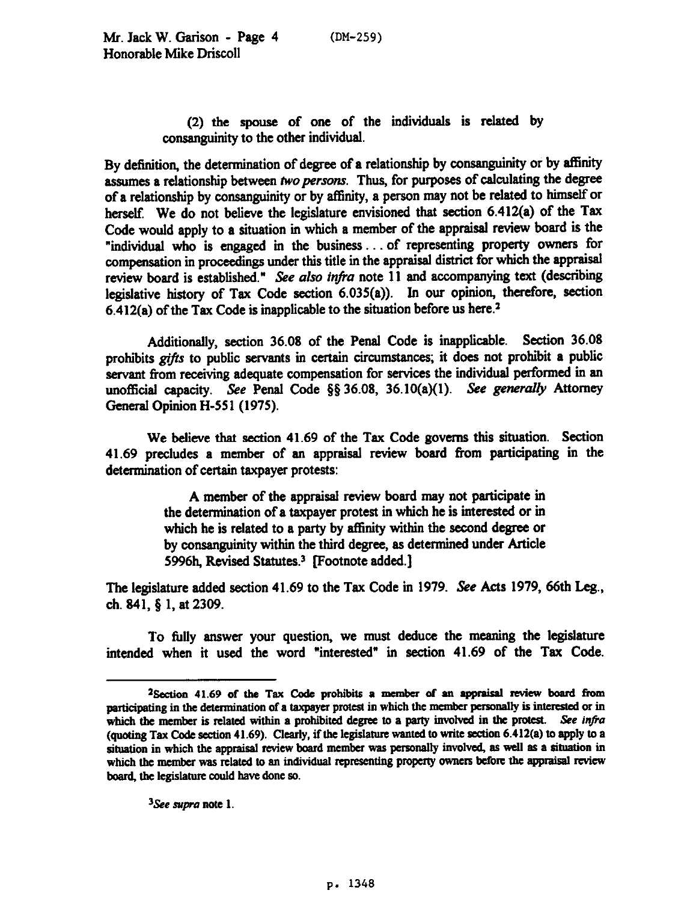> (2) the spouse of one of the individuals is related by consanguinity to the other individual.

By definition, the determination of degree of a relationship by consanguinity or by affinity assumes a relationship between *two persons*. Thus, for purposes of calculating the degree of a relationship by consanguinity or by affinity, a person may not be related to himself or herself. We do not believe the legislature envisioned that section 6.412(a) of the Tax Code would apply to a situation in which a member of the appraisal review board is the "individual who is engaged in the business . . . of representing property owners for compensation in proceedings under this title in the appraisal district for which the appraisal review board is established." *See also infra* note 11 and accompanying text (describing legislative history of Tax Code section 6.035(a)). In our opinion, therefore, section 6.412(a) of the Tax Code is inapplicable to the situation before us here.[2]

Additionally, section 36.08 of the Penal Code is inapplicable. Section 36.08 prohibits *gifts* to public servants in certain circumstances; it does not prohibit a public servant from receiving adequate compensation for services the individual performed in an unofficial capacity. *See* Penal Code §§ 36.08, 36.10(a)(1). *See generally* Attorney General Opinion H-551 (1975).

We believe that section 41.69 of the Tax Code governs this situation. Section 41.69 precludes a member of an appraisal review board from participating in the determination of certain taxpayer protests:

> A member of the appraisal review board may not participate in the determination of a taxpayer protest in which he is interested or in which he is related to a party by affinity within the second degree or by consanguinity within the third degree, as determined under Article 5996h, Revised Statutes.[3] [Footnote added.]

The legislature added section 41.69 to the Tax Code in 1979. *See* Acts 1979, 66th Leg., ch. 841, § 1, at 2309.

To fully answer your question, we must deduce the meaning the legislature intended when it used the word "interested" in section 41.69 of the Tax Code.

---

[2] Section 41.69 of the Tax Code prohibits a member of an appraisal review board from participating in the determination of a taxpayer protest in which the member personally is interested or in which the member is related within a prohibited degree to a party involved in the protest. *See infra* (quoting Tax Code section 41.69). Clearly, if the legislature wanted to write section 6.412(a) to apply to a situation in which the appraisal review board member was personally involved, as well as a situation in which the member was related to an individual representing property owners before the appraisal review board, the legislature could have done so.

[3] *See supra* note 1.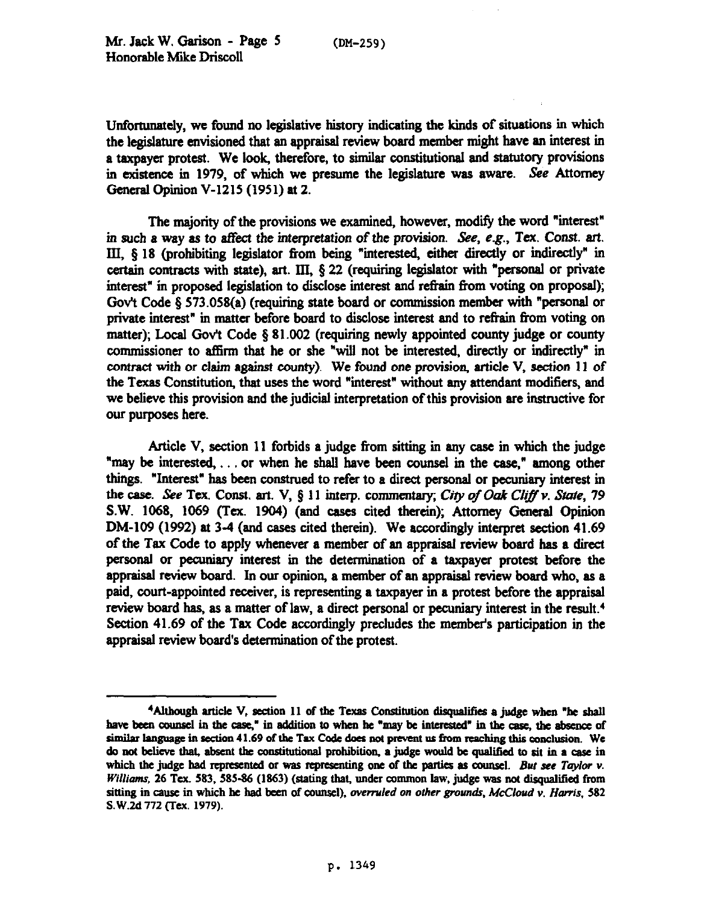Unfortunately, we found no legislative history indicating the kinds of situations in which the legislature envisioned that an appraisal review board member might have an interest in a taxpayer protest. We look, therefore, to similar constitutional and statutory provisions in existence in 1979, of which we presume the legislature was aware. *See* Attorney General Opinion V-1215 (1951) at 2.

The majority of the provisions we examined, however, modify the word "interest" in such a way as to affect the interpretation of the provision. *See, e.g.*, Tex. Const. art. III, § 18 (prohibiting legislator from being "interested, either directly or indirectly" in certain contracts with state), art. III, § 22 (requiring legislator with "personal or private interest" in proposed legislation to disclose interest and refrain from voting on proposal); Gov't Code § 573.058(a) (requiring state board or commission member with "personal or private interest" in matter before board to disclose interest and to refrain from voting on matter); Local Gov't Code § 81.002 (requiring newly appointed county judge or county commissioner to affirm that he or she "will not be interested, directly or indirectly" in contract with or claim against county). We found one provision, article V, section 11 of the Texas Constitution, that uses the word "interest" without any attendant modifiers, and we believe this provision and the judicial interpretation of this provision are instructive for our purposes here.

Article V, section 11 forbids a judge from sitting in any case in which the judge "may be interested, . . . or when he shall have been counsel in the case," among other things. "Interest" has been construed to refer to a direct personal or pecuniary interest in the case. *See* Tex. Const. art. V, § 11 interp. commentary; *City of Oak Cliff v. State*, 79 S.W. 1068, 1069 (Tex. 1904) (and cases cited therein); Attorney General Opinion DM-109 (1992) at 3-4 (and cases cited therein). We accordingly interpret section 41.69 of the Tax Code to apply whenever a member of an appraisal review board has a direct personal or pecuniary interest in the determination of a taxpayer protest before the appraisal review board. In our opinion, a member of an appraisal review board who, as a paid, court-appointed receiver, is representing a taxpayer in a protest before the appraisal review board has, as a matter of law, a direct personal or pecuniary interest in the result.[4] Section 41.69 of the Tax Code accordingly precludes the member's participation in the appraisal review board's determination of the protest.

---

[4]Although article V, section 11 of the Texas Constitution disqualifies a judge when "he shall have been counsel in the case," in addition to when he "may be interested" in the case, the absence of similar language in section 41.69 of the Tax Code does not prevent us from reaching this conclusion. We do not believe that, absent the constitutional prohibition, a judge would be qualified to sit in a case in which the judge had represented or was representing one of the parties as counsel. *But see Taylor v. Williams*, 26 Tex. 583, 585-86 (1863) (stating that, under common law, judge was not disqualified from sitting in cause in which he had been of counsel), *overruled on other grounds*, *McCloud v. Harris*, 582 S.W.2d 772 (Tex. 1979).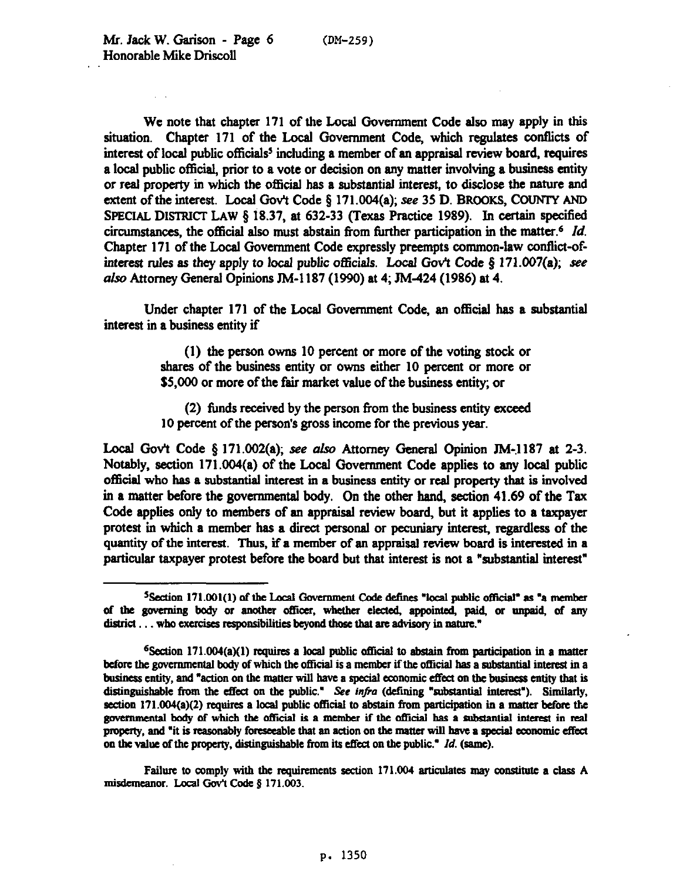We note that chapter 171 of the Local Government Code also may apply in this situation. Chapter 171 of the Local Government Code, which regulates conflicts of interest of local public officials[5] including a member of an appraisal review board, requires a local public official, prior to a vote or decision on any matter involving a business entity or real property in which the official has a substantial interest, to disclose the nature and extent of the interest. Local Gov't Code § 171.004(a); *see* 35 D. BROOKS, COUNTY AND SPECIAL DISTRICT LAW § 18.37, at 632-33 (Texas Practice 1989). In certain specified circumstances, the official also must abstain from further participation in the matter.[6] *Id.* Chapter 171 of the Local Government Code expressly preempts common-law conflict-of-interest rules as they apply to local public officials. Local Gov't Code § 171.007(a); *see also* Attorney General Opinions JM-1187 (1990) at 4; JM-424 (1986) at 4.

Under chapter 171 of the Local Government Code, an official has a substantial interest in a business entity if

> (1) the person owns 10 percent or more of the voting stock or shares of the business entity or owns either 10 percent or more or $5,000 or more of the fair market value of the business entity; or
>
> (2) funds received by the person from the business entity exceed 10 percent of the person's gross income for the previous year.

Local Gov't Code § 171.002(a); *see also* Attorney General Opinion JM-1187 at 2-3. Notably, section 171.004(a) of the Local Government Code applies to any local public official who has a substantial interest in a business entity or real property that is involved in a matter before the governmental body. On the other hand, section 41.69 of the Tax Code applies only to members of an appraisal review board, but it applies to a taxpayer protest in which a member has a direct personal or pecuniary interest, regardless of the quantity of the interest. Thus, if a member of an appraisal review board is interested in a particular taxpayer protest before the board but that interest is not a "substantial interest"

---

[5]Section 171.001(1) of the Local Government Code defines "local public official" as "a member of the governing body or another officer, whether elected, appointed, paid, or unpaid, of any district . . . who exercises responsibilities beyond those that are advisory in nature."

[6]Section 171.004(a)(1) requires a local public official to abstain from participation in a matter before the governmental body of which the official is a member if the official has a substantial interest in a business entity, and "action on the matter will have a special economic effect on the business entity that is distinguishable from the effect on the public." *See infra* (defining "substantial interest"). Similarly, section 171.004(a)(2) requires a local public official to abstain from participation in a matter before the governmental body of which the official is a member if the official has a substantial interest in real property, and "it is reasonably foreseeable that an action on the matter will have a special economic effect on the value of the property, distinguishable from its effect on the public." *Id.* (same).

Failure to comply with the requirements section 171.004 articulates may constitute a class A misdemeanor. Local Gov't Code § 171.003.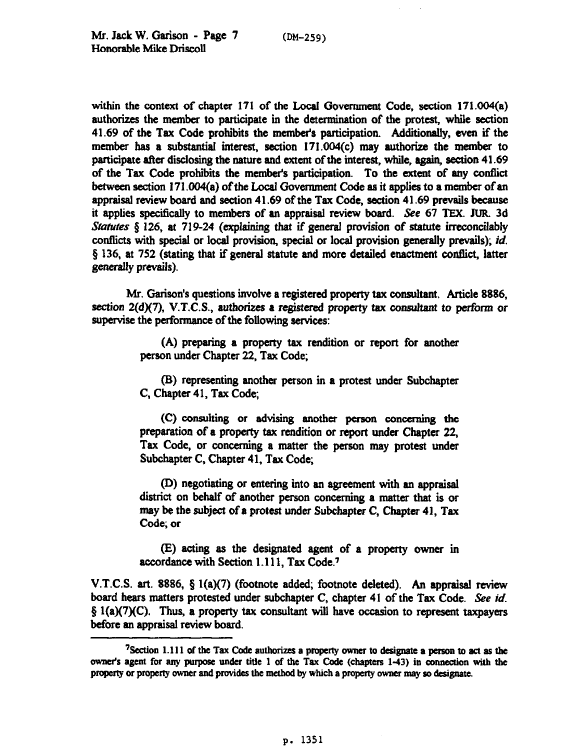within the context of chapter 171 of the Local Government Code, section 171.004(a) authorizes the member to participate in the determination of the protest, while section 41.69 of the Tax Code prohibits the member's participation. Additionally, even if the member has a substantial interest, section 171.004(c) may authorize the member to participate after disclosing the nature and extent of the interest, while, again, section 41.69 of the Tax Code prohibits the member's participation. To the extent of any conflict between section 171.004(a) of the Local Government Code as it applies to a member of an appraisal review board and section 41.69 of the Tax Code, section 41.69 prevails because it applies specifically to members of an appraisal review board. *See* 67 TEX. JUR. 3d *Statutes* § 126, at 719-24 (explaining that if general provision of statute irreconcilably conflicts with special or local provision, special or local provision generally prevails); *id.* § 136, at 752 (stating that if general statute and more detailed enactment conflict, latter generally prevails).

Mr. Garison's questions involve a registered property tax consultant. Article 8886, section 2(d)(7), V.T.C.S., authorizes a registered property tax consultant to perform or supervise the performance of the following services:

> (A) preparing a property tax rendition or report for another person under Chapter 22, Tax Code;
>
> (B) representing another person in a protest under Subchapter C, Chapter 41, Tax Code;
>
> (C) consulting or advising another person concerning the preparation of a property tax rendition or report under Chapter 22, Tax Code, or concerning a matter the person may protest under Subchapter C, Chapter 41, Tax Code;
>
> (D) negotiating or entering into an agreement with an appraisal district on behalf of another person concerning a matter that is or may be the subject of a protest under Subchapter C, Chapter 41, Tax Code; or
>
> (E) acting as the designated agent of a property owner in accordance with Section 1.111, Tax Code.[7]

V.T.C.S. art. 8886, § 1(a)(7) (footnote added; footnote deleted). An appraisal review board hears matters protested under subchapter C, chapter 41 of the Tax Code. *See id.* § 1(a)(7)(C). Thus, a property tax consultant will have occasion to represent taxpayers before an appraisal review board.

---

[7]Section 1.111 of the Tax Code authorizes a property owner to designate a person to act as the owner's agent for any purpose under title 1 of the Tax Code (chapters 1-43) in connection with the property or property owner and provides the method by which a property owner may so designate.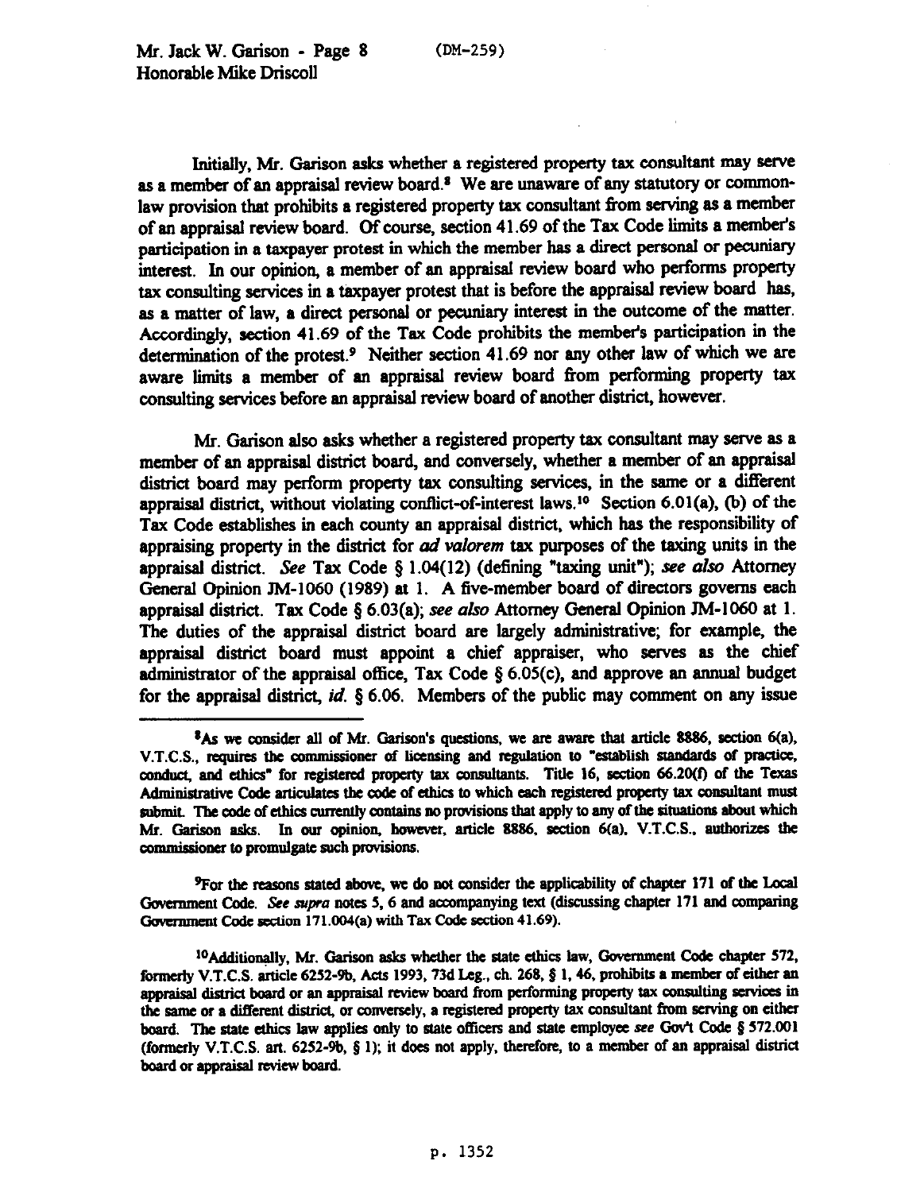Initially, Mr. Garison asks whether a registered property tax consultant may serve as a member of an appraisal review board.[8] We are unaware of any statutory or common-law provision that prohibits a registered property tax consultant from serving as a member of an appraisal review board. Of course, section 41.69 of the Tax Code limits a member's participation in a taxpayer protest in which the member has a direct personal or pecuniary interest. In our opinion, a member of an appraisal review board who performs property tax consulting services in a taxpayer protest that is before the appraisal review board has, as a matter of law, a direct personal or pecuniary interest in the outcome of the matter. Accordingly, section 41.69 of the Tax Code prohibits the member's participation in the determination of the protest.[9] Neither section 41.69 nor any other law of which we are aware limits a member of an appraisal review board from performing property tax consulting services before an appraisal review board of another district, however.

Mr. Garison also asks whether a registered property tax consultant may serve as a member of an appraisal district board, and conversely, whether a member of an appraisal district board may perform property tax consulting services, in the same or a different appraisal district, without violating conflict-of-interest laws.[10] Section 6.01(a), (b) of the Tax Code establishes in each county an appraisal district, which has the responsibility of appraising property in the district for *ad valorem* tax purposes of the taxing units in the appraisal district. *See* Tax Code § 1.04(12) (defining "taxing unit"); *see also* Attorney General Opinion JM-1060 (1989) at 1. A five-member board of directors governs each appraisal district. Tax Code § 6.03(a); *see also* Attorney General Opinion JM-1060 at 1. The duties of the appraisal district board are largely administrative; for example, the appraisal district board must appoint a chief appraiser, who serves as the chief administrator of the appraisal office, Tax Code § 6.05(c), and approve an annual budget for the appraisal district, *id.* § 6.06. Members of the public may comment on any issue

---

[8] As we consider all of Mr. Garison's questions, we are aware that article 8886, section 6(a), V.T.C.S., requires the commissioner of licensing and regulation to "establish standards of practice, conduct, and ethics" for registered property tax consultants. Title 16, section 66.20(f) of the Texas Administrative Code articulates the code of ethics to which each registered property tax consultant must submit. The code of ethics currently contains no provisions that apply to any of the situations about which Mr. Garison asks. In our opinion, however, article 8886, section 6(a), V.T.C.S., authorizes the commissioner to promulgate such provisions.

[9] For the reasons stated above, we do not consider the applicability of chapter 171 of the Local Government Code. *See supra* notes 5, 6 and accompanying text (discussing chapter 171 and comparing Government Code section 171.004(a) with Tax Code section 41.69).

[10] Additionally, Mr. Garison asks whether the state ethics law, Government Code chapter 572, formerly V.T.C.S. article 6252-9b, Acts 1993, 73d Leg., ch. 268, § 1, 46, prohibits a member of either an appraisal district board or an appraisal review board from performing property tax consulting services in the same or a different district, or conversely, a registered property tax consultant from serving on either board. The state ethics law applies only to state officers and state employee *see* Gov't Code § 572.001 (formerly V.T.C.S. art. 6252-9b, § 1); it does not apply, therefore, to a member of an appraisal district board or appraisal review board.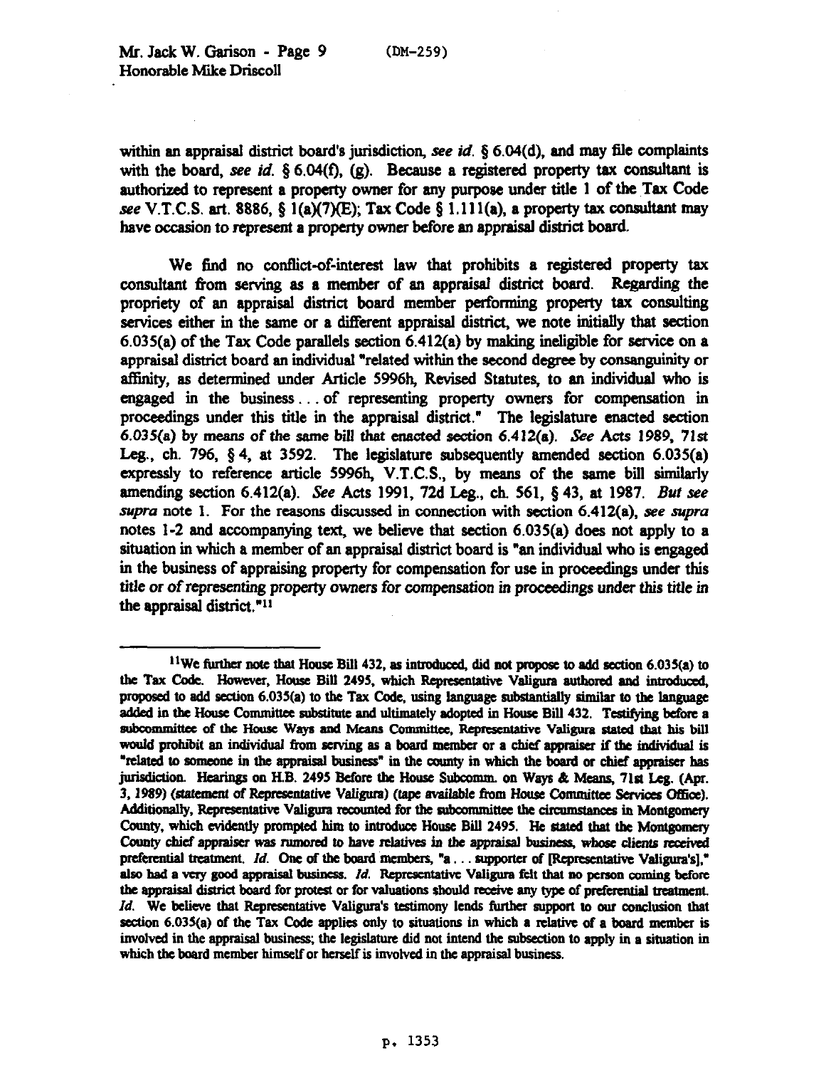within an appraisal district board's jurisdiction, *see id.* § 6.04(d), and may file complaints with the board, *see id.* § 6.04(f), (g). Because a registered property tax consultant is authorized to represent a property owner for any purpose under title 1 of the Tax Code *see* V.T.C.S. art. 8886, § 1(a)(7)(E); Tax Code § 1.111(a), a property tax consultant may have occasion to represent a property owner before an appraisal district board.

We find no conflict-of-interest law that prohibits a registered property tax consultant from serving as a member of an appraisal district board. Regarding the propriety of an appraisal district board member performing property tax consulting services either in the same or a different appraisal district, we note initially that section 6.035(a) of the Tax Code parallels section 6.412(a) by making ineligible for service on a appraisal district board an individual "related within the second degree by consanguinity or affinity, as determined under Article 5996h, Revised Statutes, to an individual who is engaged in the business . . . of representing property owners for compensation in proceedings under this title in the appraisal district." The legislature enacted section 6.035(a) by means of the same bill that enacted section 6.412(a). *See* Acts 1989, 71st Leg., ch. 796, § 4, at 3592. The legislature subsequently amended section 6.035(a) expressly to reference article 5996h, V.T.C.S., by means of the same bill similarly amending section 6.412(a). *See* Acts 1991, 72d Leg., ch. 561, § 43, at 1987. *But see supra* note 1. For the reasons discussed in connection with section 6.412(a), *see supra* notes 1-2 and accompanying text, we believe that section 6.035(a) does not apply to a situation in which a member of an appraisal district board is "an individual who is engaged in the business of appraising property for compensation for use in proceedings under this title or of representing property owners for compensation in proceedings under this title in the appraisal district."[11]

---

[11]We further note that House Bill 432, as introduced, did not propose to add section 6.035(a) to the Tax Code. However, House Bill 2495, which Representative Valigura authored and introduced, proposed to add section 6.035(a) to the Tax Code, using language substantially similar to the language added in the House Committee substitute and ultimately adopted in House Bill 432. Testifying before a subcommittee of the House Ways and Means Committee, Representative Valigura stated that his bill would prohibit an individual from serving as a board member or a chief appraiser if the individual is "related to someone in the appraisal business" in the county in which the board or chief appraiser has jurisdiction. Hearings on H.B. 2495 Before the House Subcomm. on Ways & Means, 71st Leg. (Apr. 3, 1989) (statement of Representative Valigura) (tape available from House Committee Services Office). Additionally, Representative Valigura recounted for the subcommittee the circumstances in Montgomery County, which evidently prompted him to introduce House Bill 2495. He stated that the Montgomery County chief appraiser was rumored to have relatives in the appraisal business, whose clients received preferential treatment. *Id.* One of the board members, "a . . . supporter of [Representative Valigura's]," also had a very good appraisal business. *Id.* Representative Valigura felt that no person coming before the appraisal district board for protest or for valuations should receive any type of preferential treatment. *Id.* We believe that Representative Valigura's testimony lends further support to our conclusion that section 6.035(a) of the Tax Code applies only to situations in which a relative of a board member is involved in the appraisal business; the legislature did not intend the subsection to apply in a situation in which the board member himself or herself is involved in the appraisal business.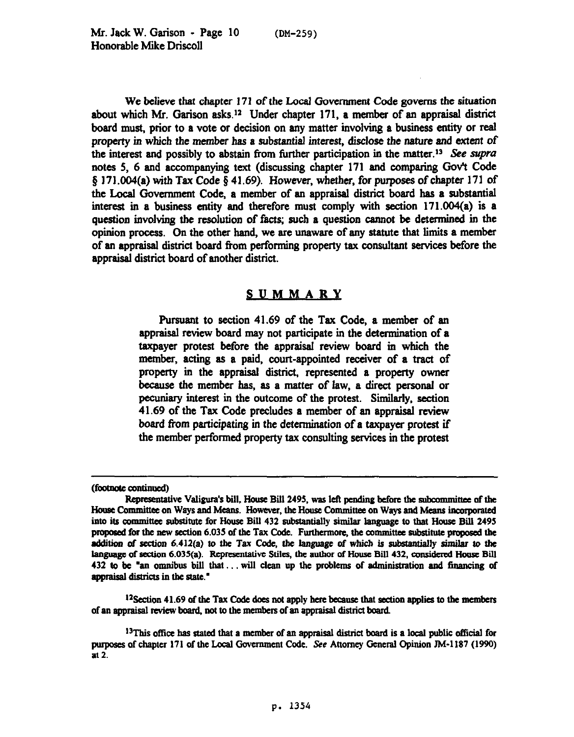We believe that chapter 171 of the Local Government Code governs the situation about which Mr. Garison asks.[12] Under chapter 171, a member of an appraisal district board must, prior to a vote or decision on any matter involving a business entity or real property in which the member has a substantial interest, disclose the nature and extent of the interest and possibly to abstain from further participation in the matter.[13] *See supra* notes 5, 6 and accompanying text (discussing chapter 171 and comparing Gov't Code § 171.004(a) with Tax Code § 41.69). However, whether, for purposes of chapter 171 of the Local Government Code, a member of an appraisal district board has a substantial interest in a business entity and therefore must comply with section 171.004(a) is a question involving the resolution of facts; such a question cannot be determined in the opinion process. On the other hand, we are unaware of any statute that limits a member of an appraisal district board from performing property tax consultant services before the appraisal district board of another district.

## SUMMARY

> Pursuant to section 41.69 of the Tax Code, a member of an appraisal review board may not participate in the determination of a taxpayer protest before the appraisal review board in which the member, acting as a paid, court-appointed receiver of a tract of property in the appraisal district, represented a property owner because the member has, as a matter of law, a direct personal or pecuniary interest in the outcome of the protest. Similarly, section 41.69 of the Tax Code precludes a member of an appraisal review board from participating in the determination of a taxpayer protest if the member performed property tax consulting services in the protest

---

(footnote continued)

Representative Valigura's bill, House Bill 2495, was left pending before the subcommittee of the House Committee on Ways and Means. However, the House Committee on Ways and Means incorporated into its committee substitute for House Bill 432 substantially similar language to that House Bill 2495 proposed for the new section 6.035 of the Tax Code. Furthermore, the committee substitute proposed the addition of section 6.412(a) to the Tax Code, the language of which is substantially similar to the language of section 6.035(a). Representative Stiles, the author of House Bill 432, considered House Bill 432 to be "an omnibus bill that . . . will clean up the problems of administration and financing of appraisal districts in the state."

[12] Section 41.69 of the Tax Code does not apply here because that section applies to the members of an appraisal review board, not to the members of an appraisal district board.

[13] This office has stated that a member of an appraisal district board is a local public official for purposes of chapter 171 of the Local Government Code. *See* Attorney General Opinion JM-1187 (1990) at 2.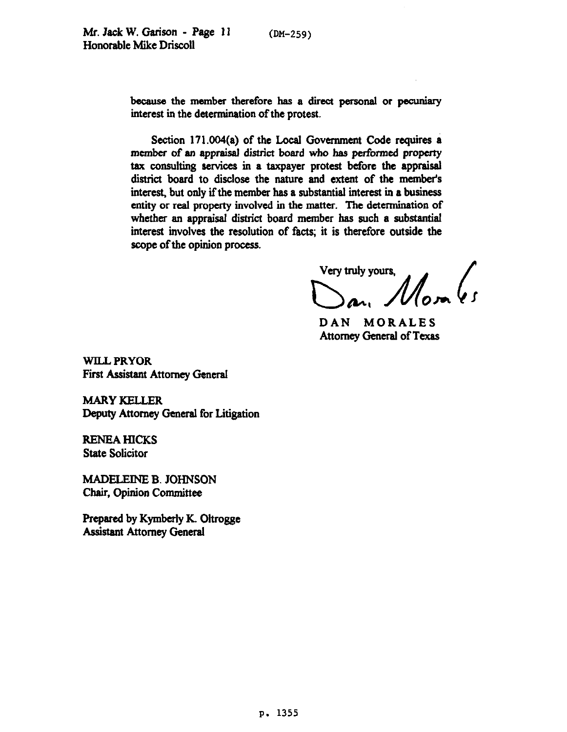because the member therefore has a direct personal or pecuniary interest in the determination of the protest.

Section 171.004(a) of the Local Government Code requires a member of an appraisal district board who has performed property tax consulting services in a taxpayer protest before the appraisal district board to disclose the nature and extent of the member's interest, but only if the member has a substantial interest in a business entity or real property involved in the matter. The determination of whether an appraisal district board member has such a substantial interest involves the resolution of facts; it is therefore outside the scope of the opinion process.

Very truly yours,

Dan Morales

DAN MORALES
Attorney General of Texas

WILL PRYOR
First Assistant Attorney General

MARY KELLER
Deputy Attorney General for Litigation

RENEA HICKS
State Solicitor

MADELEINE B. JOHNSON
Chair, Opinion Committee

Prepared by Kymberly K. Oltrogge
Assistant Attorney General